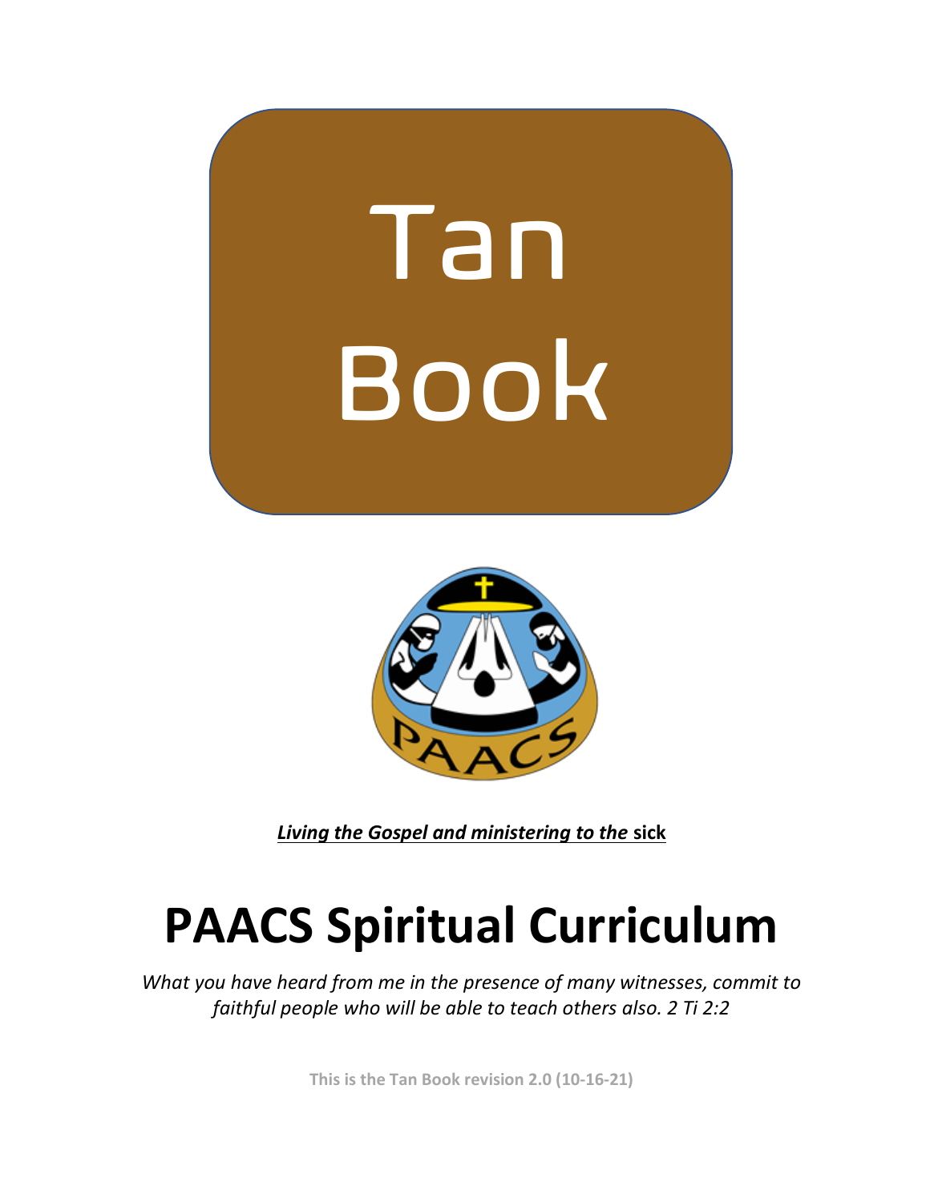# Tan Book

***Living the Gospel and ministering to the*** **sick**

# PAACS Spiritual Curriculum

*What you have heard from me in the presence of many witnesses, commit to faithful people who will be able to teach others also. 2 Ti 2:2*

**This is the Tan Book revision 2.0 (10-16-21)**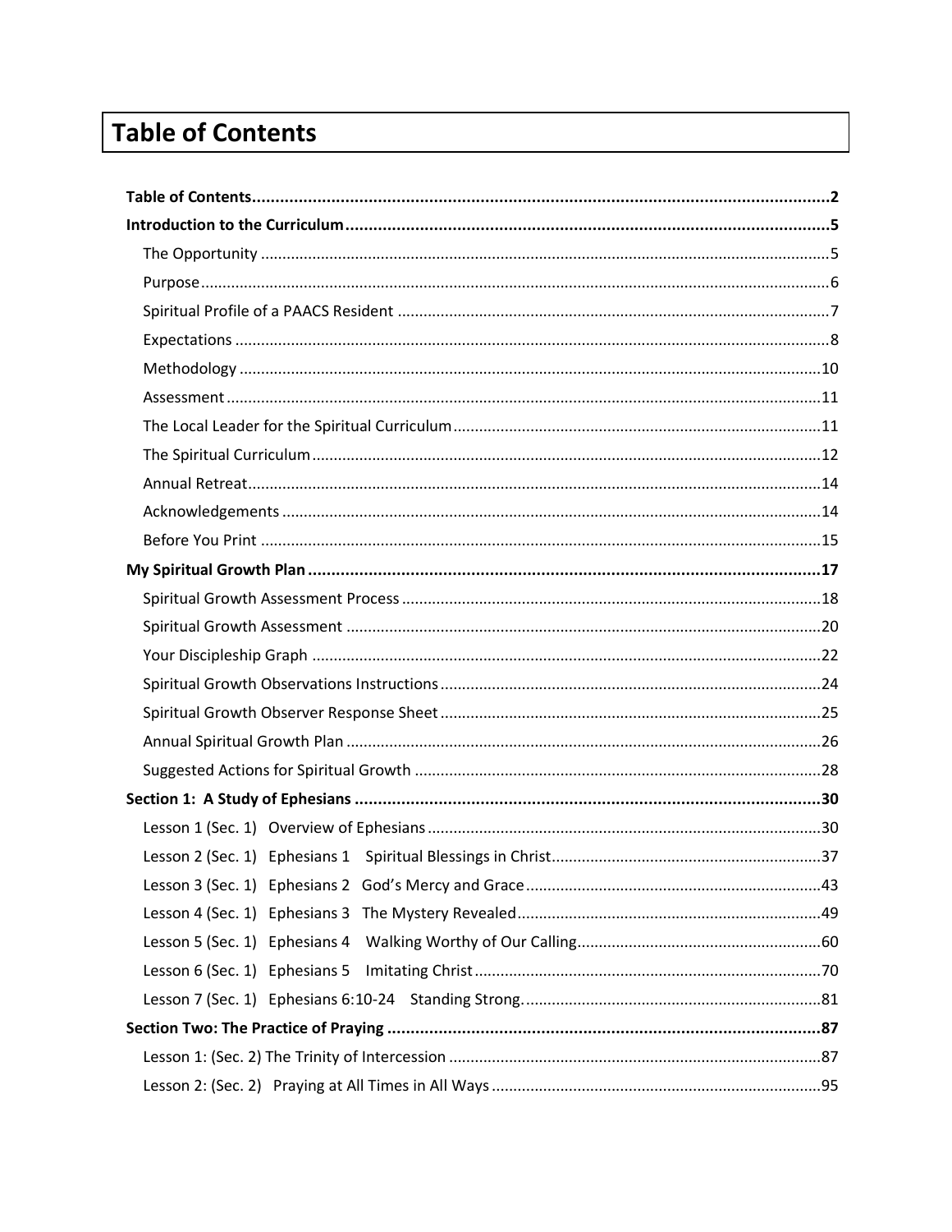# Table of Contents

**Table of Contents ... 2**

**Introduction to the Curriculum ... 5**

- The Opportunity ... 5
- Purpose ... 6
- Spiritual Profile of a PAACS Resident ... 7
- Expectations ... 8
- Methodology ... 10
- Assessment ... 11
- The Local Leader for the Spiritual Curriculum ... 11
- The Spiritual Curriculum ... 12
- Annual Retreat ... 14
- Acknowledgements ... 14
- Before You Print ... 15

**My Spiritual Growth Plan ... 17**

- Spiritual Growth Assessment Process ... 18
- Spiritual Growth Assessment ... 20
- Your Discipleship Graph ... 22
- Spiritual Growth Observations Instructions ... 24
- Spiritual Growth Observer Response Sheet ... 25
- Annual Spiritual Growth Plan ... 26
- Suggested Actions for Spiritual Growth ... 28

**Section 1: A Study of Ephesians ... 30**

- Lesson 1 (Sec. 1) Overview of Ephesians ... 30
- Lesson 2 (Sec. 1) Ephesians 1 Spiritual Blessings in Christ ... 37
- Lesson 3 (Sec. 1) Ephesians 2 God's Mercy and Grace ... 43
- Lesson 4 (Sec. 1) Ephesians 3 The Mystery Revealed ... 49
- Lesson 5 (Sec. 1) Ephesians 4 Walking Worthy of Our Calling ... 60
- Lesson 6 (Sec. 1) Ephesians 5 Imitating Christ ... 70
- Lesson 7 (Sec. 1) Ephesians 6:10-24 Standing Strong. ... 81

**Section Two: The Practice of Praying ... 87**

- Lesson 1: (Sec. 2) The Trinity of Intercession ... 87
- Lesson 2: (Sec. 2) Praying at All Times in All Ways ... 95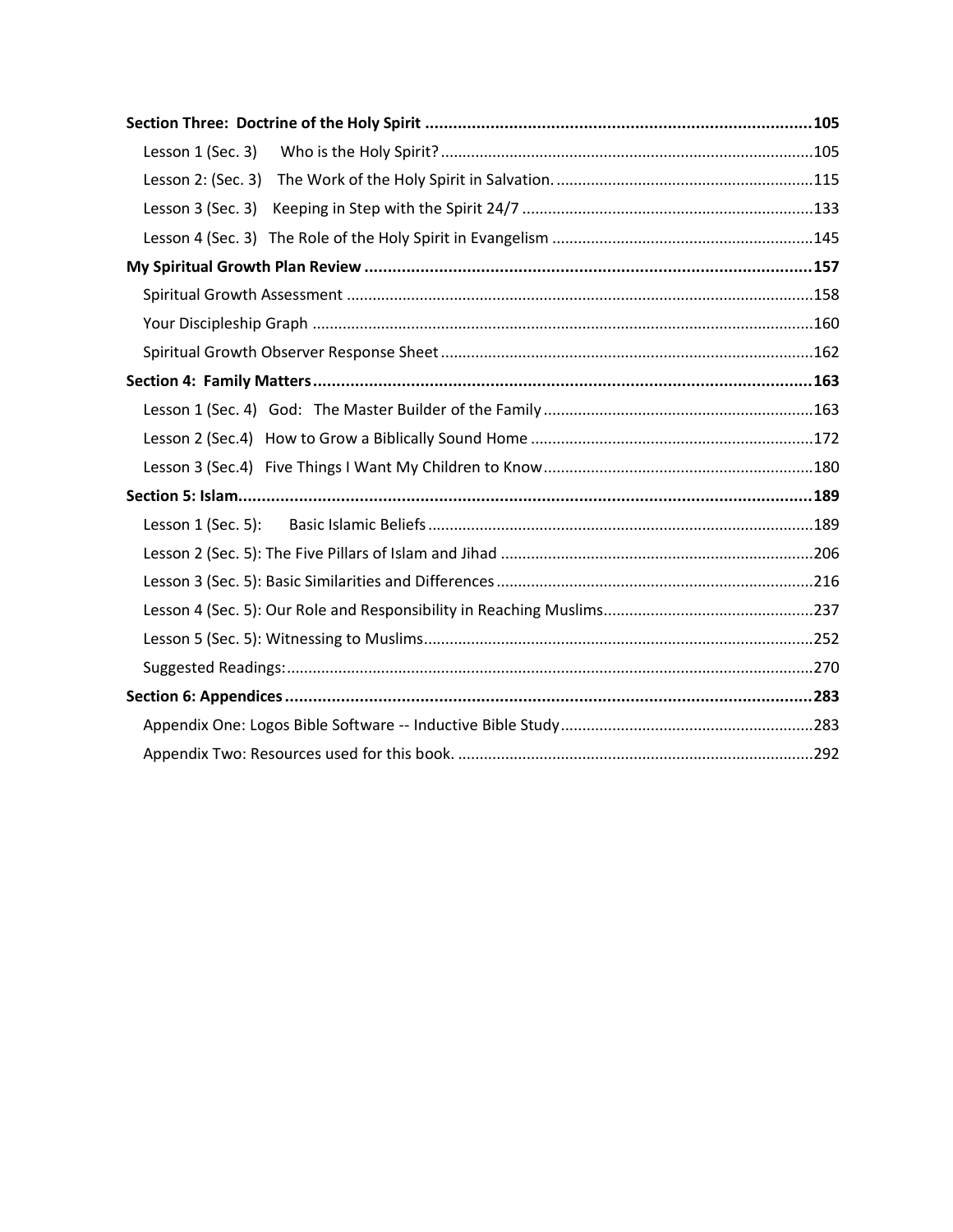**Section Three: Doctrine of the Holy Spirit** ........................................................................................ **105**

Lesson 1 (Sec. 3) Who is the Holy Spirit? ........................................................................................ 105

Lesson 2: (Sec. 3) The Work of the Holy Spirit in Salvation. ............................................................ 115

Lesson 3 (Sec. 3) Keeping in Step with the Spirit 24/7 ..................................................................... 133

Lesson 4 (Sec. 3) The Role of the Holy Spirit in Evangelism ............................................................ 145

**My Spiritual Growth Plan Review** .................................................................................................. **157**

Spiritual Growth Assessment ........................................................................................................... 158

Your Discipleship Graph .................................................................................................................. 160

Spiritual Growth Observer Response Sheet ..................................................................................... 162

**Section 4: Family Matters** ............................................................................................................... **163**

Lesson 1 (Sec. 4) God: The Master Builder of the Family ................................................................ 163

Lesson 2 (Sec.4) How to Grow a Biblically Sound Home ................................................................. 172

Lesson 3 (Sec.4) Five Things I Want My Children to Know .............................................................. 180

**Section 5: Islam** .............................................................................................................................. **189**

Lesson 1 (Sec. 5): Basic Islamic Beliefs ............................................................................................ 189

Lesson 2 (Sec. 5): The Five Pillars of Islam and Jihad ........................................................................ 206

Lesson 3 (Sec. 5): Basic Similarities and Differences ........................................................................ 216

Lesson 4 (Sec. 5): Our Role and Responsibility in Reaching Muslims ................................................ 237

Lesson 5 (Sec. 5): Witnessing to Muslims ......................................................................................... 252

Suggested Readings: ........................................................................................................................ 270

**Section 6: Appendices** ................................................................................................................... **283**

Appendix One: Logos Bible Software -- Inductive Bible Study .......................................................... 283

Appendix Two: Resources used for this book. .................................................................................. 292